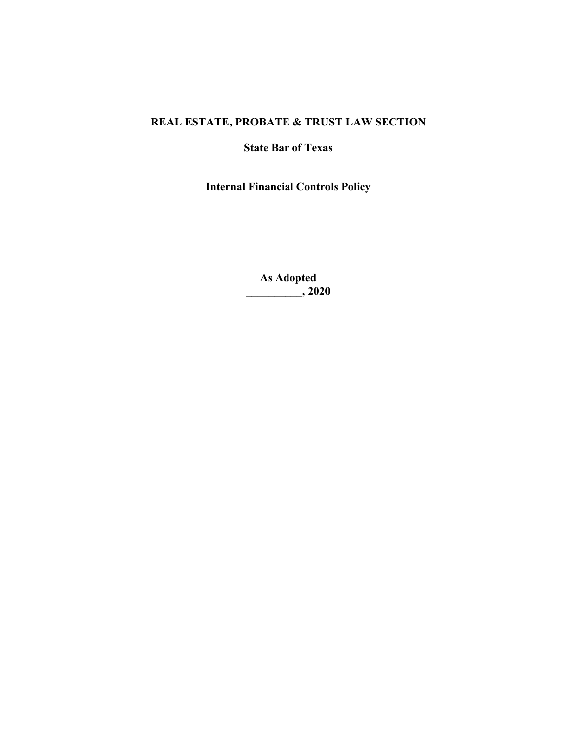# REAL ESTATE, PROBATE & TRUST LAW SECTION

## State Bar of Texas

## Internal Financial Controls Policy

**As Adopted**
**__________, 2020**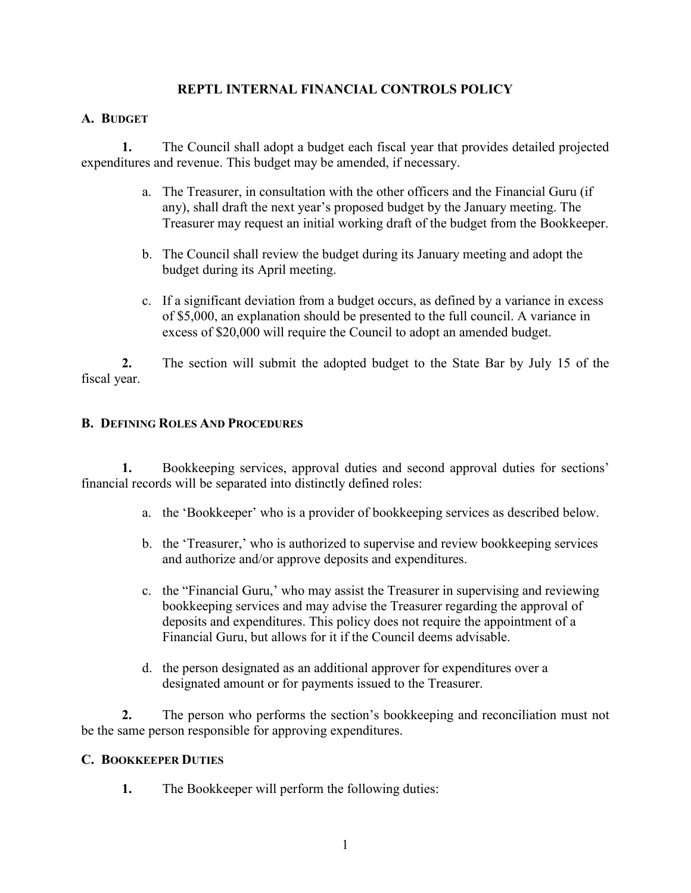# REPTL INTERNAL FINANCIAL CONTROLS POLICY

## A. Budget

**1.** The Council shall adopt a budget each fiscal year that provides detailed projected expenditures and revenue. This budget may be amended, if necessary.

a. The Treasurer, in consultation with the other officers and the Financial Guru (if any), shall draft the next year's proposed budget by the January meeting. The Treasurer may request an initial working draft of the budget from the Bookkeeper.

b. The Council shall review the budget during its January meeting and adopt the budget during its April meeting.

c. If a significant deviation from a budget occurs, as defined by a variance in excess of $5,000, an explanation should be presented to the full council. A variance in excess of $20,000 will require the Council to adopt an amended budget.

**2.** The section will submit the adopted budget to the State Bar by July 15 of the fiscal year.

## B. Defining Roles And Procedures

**1.** Bookkeeping services, approval duties and second approval duties for sections' financial records will be separated into distinctly defined roles:

a. the 'Bookkeeper' who is a provider of bookkeeping services as described below.

b. the 'Treasurer,' who is authorized to supervise and review bookkeeping services and authorize and/or approve deposits and expenditures.

c. the "Financial Guru,' who may assist the Treasurer in supervising and reviewing bookkeeping services and may advise the Treasurer regarding the approval of deposits and expenditures. This policy does not require the appointment of a Financial Guru, but allows for it if the Council deems advisable.

d. the person designated as an additional approver for expenditures over a designated amount or for payments issued to the Treasurer.

**2.** The person who performs the section's bookkeeping and reconciliation must not be the same person responsible for approving expenditures.

## C. Bookkeeper Duties

**1.** The Bookkeeper will perform the following duties: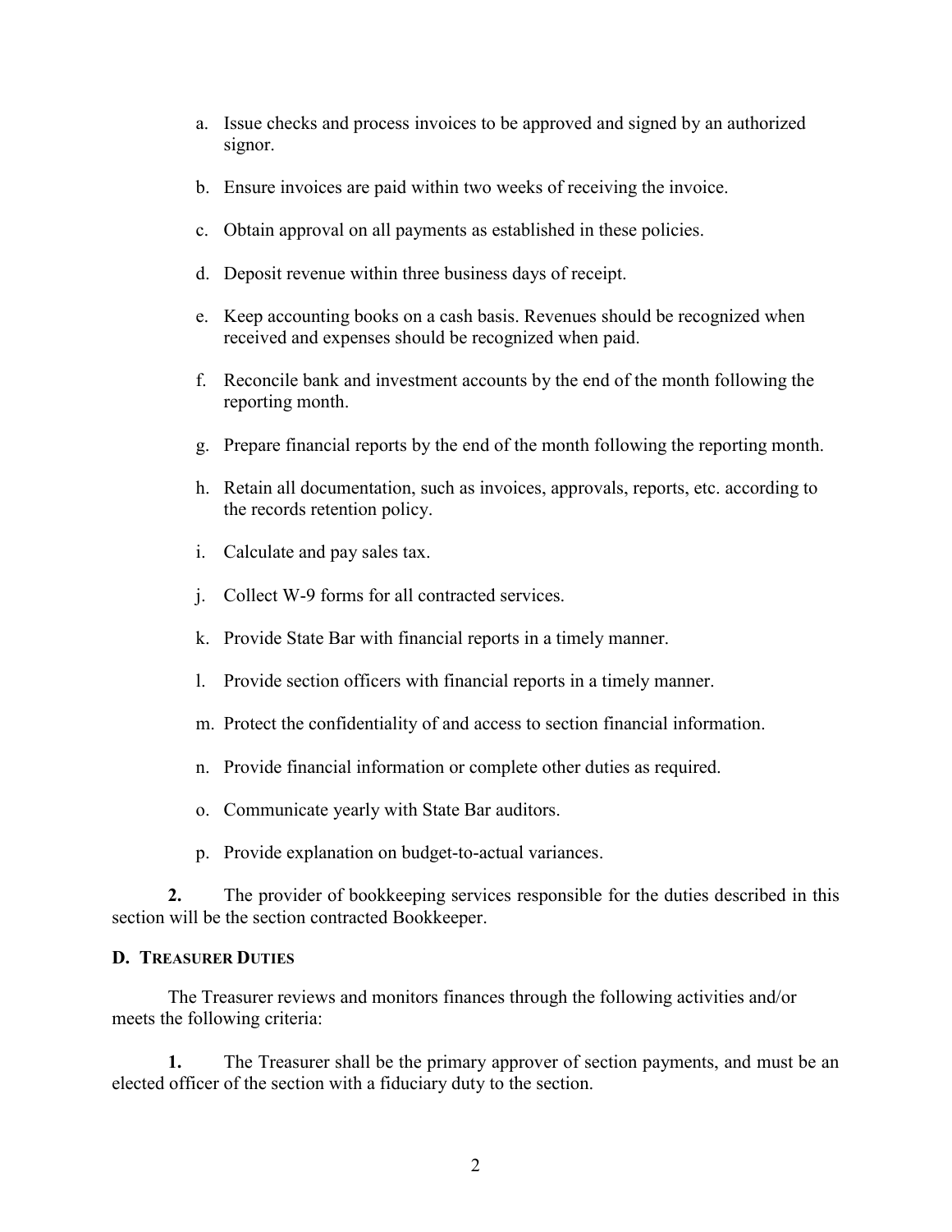a. Issue checks and process invoices to be approved and signed by an authorized signor.

b. Ensure invoices are paid within two weeks of receiving the invoice.

c. Obtain approval on all payments as established in these policies.

d. Deposit revenue within three business days of receipt.

e. Keep accounting books on a cash basis. Revenues should be recognized when received and expenses should be recognized when paid.

f. Reconcile bank and investment accounts by the end of the month following the reporting month.

g. Prepare financial reports by the end of the month following the reporting month.

h. Retain all documentation, such as invoices, approvals, reports, etc. according to the records retention policy.

i. Calculate and pay sales tax.

j. Collect W-9 forms for all contracted services.

k. Provide State Bar with financial reports in a timely manner.

l. Provide section officers with financial reports in a timely manner.

m. Protect the confidentiality of and access to section financial information.

n. Provide financial information or complete other duties as required.

o. Communicate yearly with State Bar auditors.

p. Provide explanation on budget-to-actual variances.

**2.** The provider of bookkeeping services responsible for the duties described in this section will be the section contracted Bookkeeper.

### D. Treasurer Duties

The Treasurer reviews and monitors finances through the following activities and/or meets the following criteria:

**1.** The Treasurer shall be the primary approver of section payments, and must be an elected officer of the section with a fiduciary duty to the section.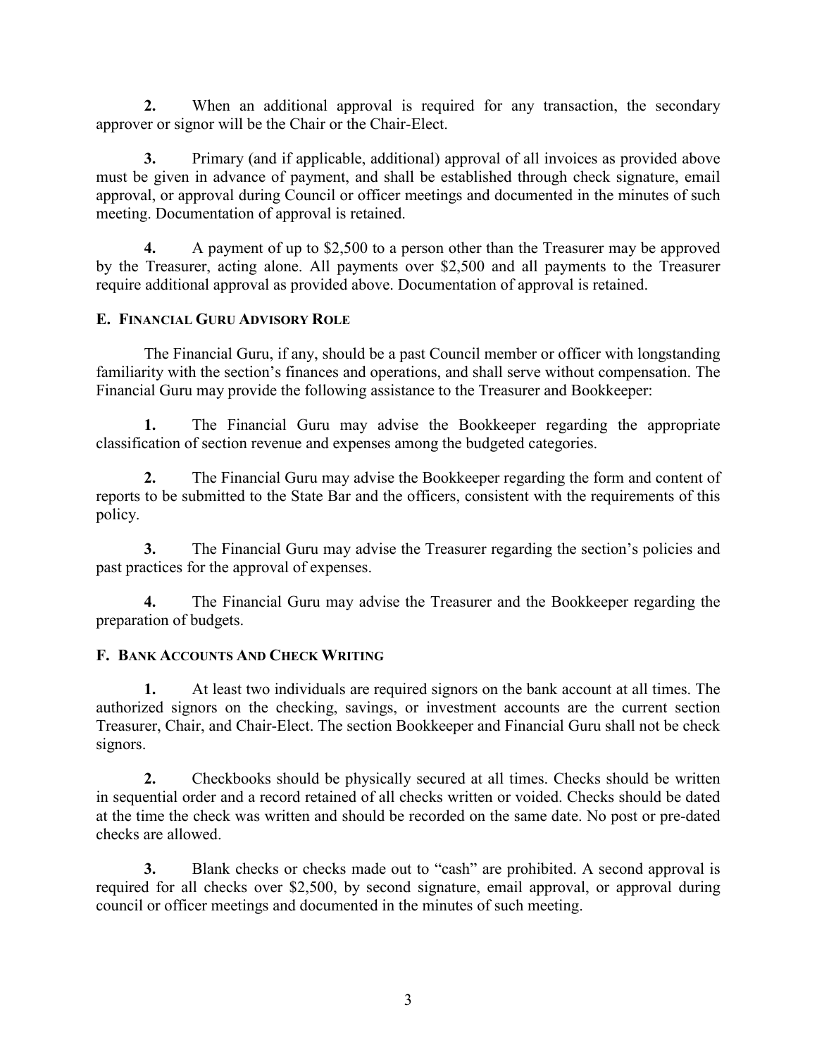**2.** When an additional approval is required for any transaction, the secondary approver or signor will be the Chair or the Chair-Elect.

**3.** Primary (and if applicable, additional) approval of all invoices as provided above must be given in advance of payment, and shall be established through check signature, email approval, or approval during Council or officer meetings and documented in the minutes of such meeting. Documentation of approval is retained.

**4.** A payment of up to $2,500 to a person other than the Treasurer may be approved by the Treasurer, acting alone. All payments over $2,500 and all payments to the Treasurer require additional approval as provided above. Documentation of approval is retained.

### E. Financial Guru Advisory Role

The Financial Guru, if any, should be a past Council member or officer with longstanding familiarity with the section's finances and operations, and shall serve without compensation. The Financial Guru may provide the following assistance to the Treasurer and Bookkeeper:

**1.** The Financial Guru may advise the Bookkeeper regarding the appropriate classification of section revenue and expenses among the budgeted categories.

**2.** The Financial Guru may advise the Bookkeeper regarding the form and content of reports to be submitted to the State Bar and the officers, consistent with the requirements of this policy.

**3.** The Financial Guru may advise the Treasurer regarding the section's policies and past practices for the approval of expenses.

**4.** The Financial Guru may advise the Treasurer and the Bookkeeper regarding the preparation of budgets.

### F. Bank Accounts And Check Writing

**1.** At least two individuals are required signors on the bank account at all times. The authorized signors on the checking, savings, or investment accounts are the current section Treasurer, Chair, and Chair-Elect. The section Bookkeeper and Financial Guru shall not be check signors.

**2.** Checkbooks should be physically secured at all times. Checks should be written in sequential order and a record retained of all checks written or voided. Checks should be dated at the time the check was written and should be recorded on the same date. No post or pre-dated checks are allowed.

**3.** Blank checks or checks made out to "cash" are prohibited. A second approval is required for all checks over $2,500, by second signature, email approval, or approval during council or officer meetings and documented in the minutes of such meeting.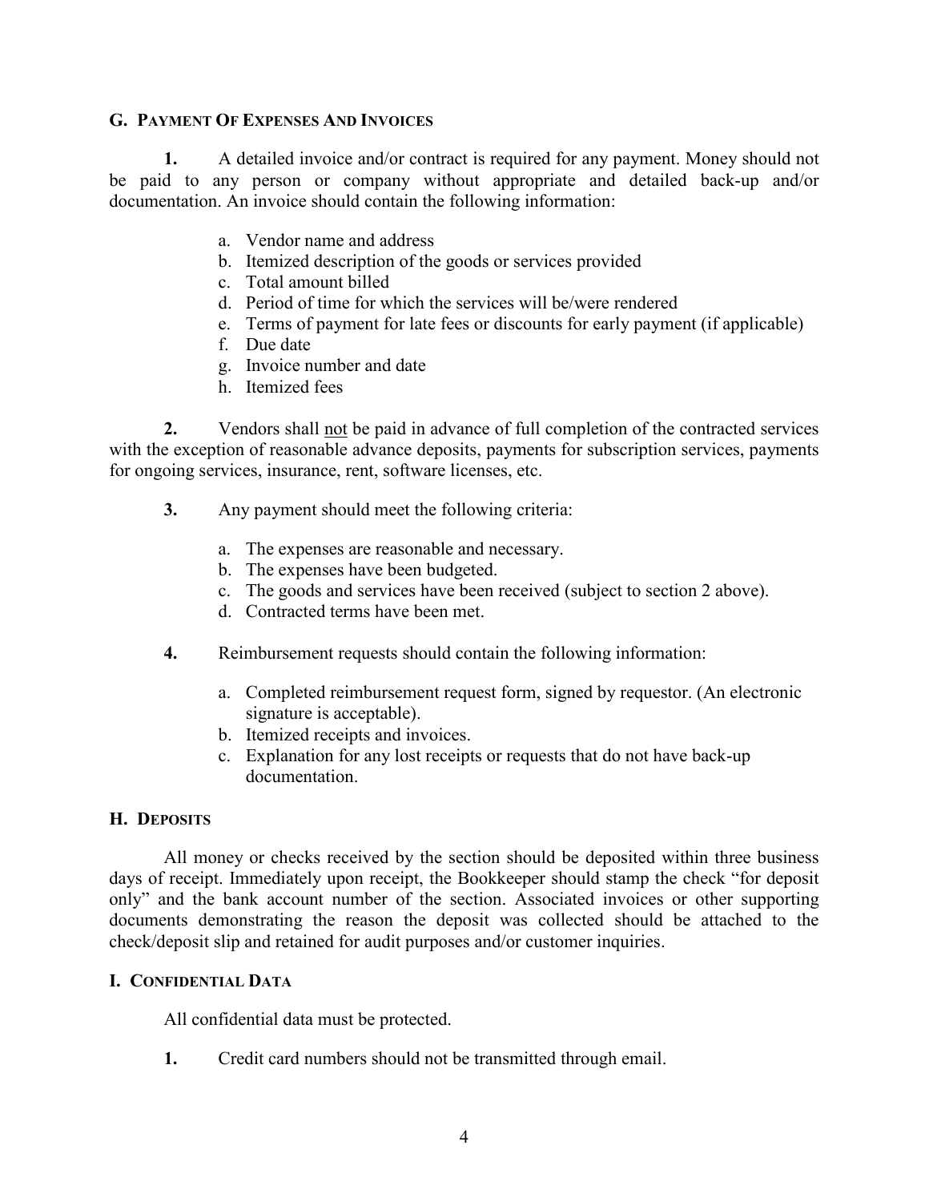### G. Payment Of Expenses And Invoices

**1.** A detailed invoice and/or contract is required for any payment. Money should not be paid to any person or company without appropriate and detailed back-up and/or documentation. An invoice should contain the following information:

a. Vendor name and address
b. Itemized description of the goods or services provided
c. Total amount billed
d. Period of time for which the services will be/were rendered
e. Terms of payment for late fees or discounts for early payment (if applicable)
f. Due date
g. Invoice number and date
h. Itemized fees

**2.** Vendors shall <u>not</u> be paid in advance of full completion of the contracted services with the exception of reasonable advance deposits, payments for subscription services, payments for ongoing services, insurance, rent, software licenses, etc.

**3.** Any payment should meet the following criteria:

a. The expenses are reasonable and necessary.
b. The expenses have been budgeted.
c. The goods and services have been received (subject to section 2 above).
d. Contracted terms have been met.

**4.** Reimbursement requests should contain the following information:

a. Completed reimbursement request form, signed by requestor. (An electronic signature is acceptable).
b. Itemized receipts and invoices.
c. Explanation for any lost receipts or requests that do not have back-up documentation.

### H. Deposits

All money or checks received by the section should be deposited within three business days of receipt. Immediately upon receipt, the Bookkeeper should stamp the check "for deposit only" and the bank account number of the section. Associated invoices or other supporting documents demonstrating the reason the deposit was collected should be attached to the check/deposit slip and retained for audit purposes and/or customer inquiries.

### I. Confidential Data

All confidential data must be protected.

**1.** Credit card numbers should not be transmitted through email.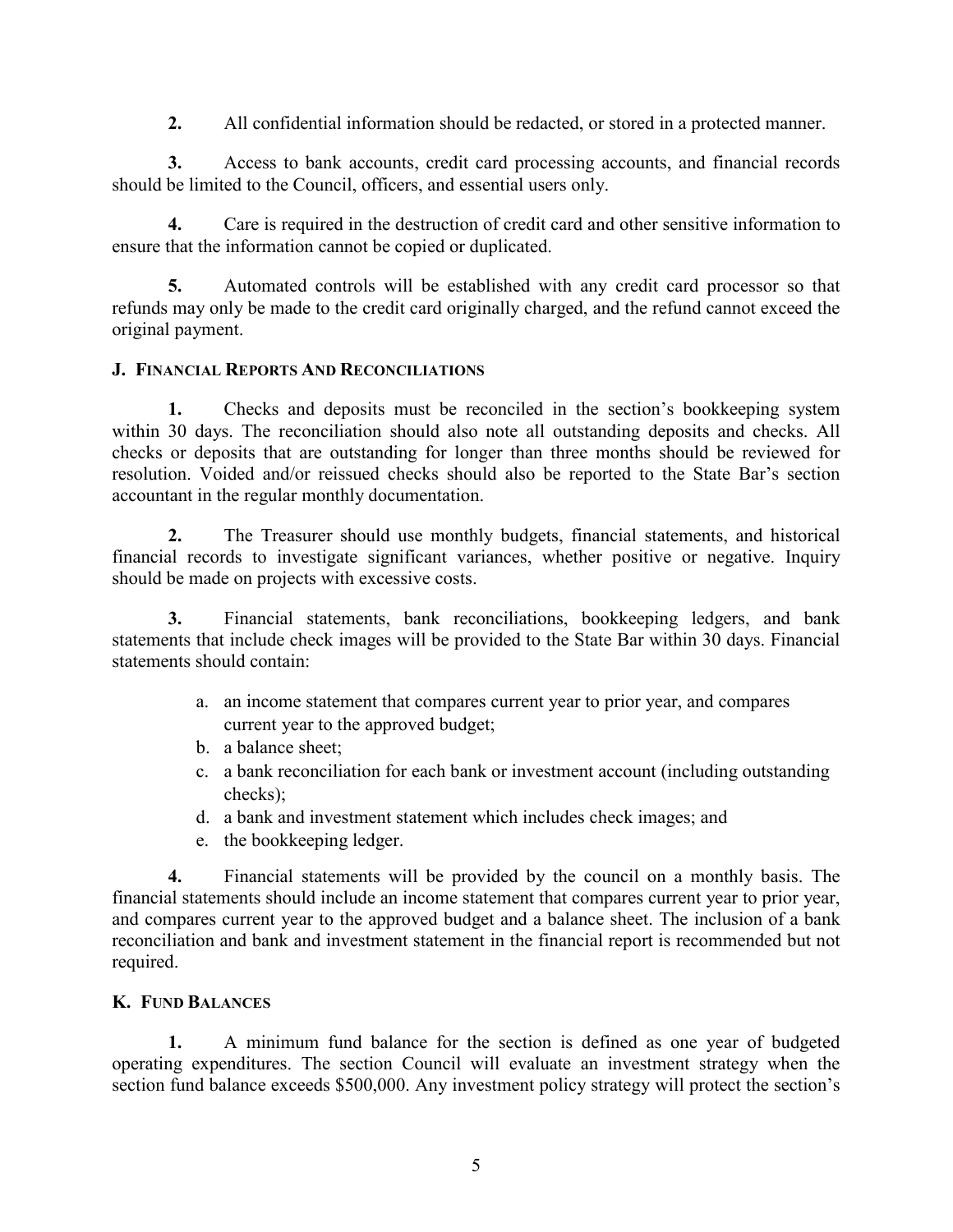**2.** All confidential information should be redacted, or stored in a protected manner.

**3.** Access to bank accounts, credit card processing accounts, and financial records should be limited to the Council, officers, and essential users only.

**4.** Care is required in the destruction of credit card and other sensitive information to ensure that the information cannot be copied or duplicated.

**5.** Automated controls will be established with any credit card processor so that refunds may only be made to the credit card originally charged, and the refund cannot exceed the original payment.

### J. FINANCIAL REPORTS AND RECONCILIATIONS

**1.** Checks and deposits must be reconciled in the section's bookkeeping system within 30 days. The reconciliation should also note all outstanding deposits and checks. All checks or deposits that are outstanding for longer than three months should be reviewed for resolution. Voided and/or reissued checks should also be reported to the State Bar's section accountant in the regular monthly documentation.

**2.** The Treasurer should use monthly budgets, financial statements, and historical financial records to investigate significant variances, whether positive or negative. Inquiry should be made on projects with excessive costs.

**3.** Financial statements, bank reconciliations, bookkeeping ledgers, and bank statements that include check images will be provided to the State Bar within 30 days. Financial statements should contain:

a. an income statement that compares current year to prior year, and compares current year to the approved budget;
b. a balance sheet;
c. a bank reconciliation for each bank or investment account (including outstanding checks);
d. a bank and investment statement which includes check images; and
e. the bookkeeping ledger.

**4.** Financial statements will be provided by the council on a monthly basis. The financial statements should include an income statement that compares current year to prior year, and compares current year to the approved budget and a balance sheet. The inclusion of a bank reconciliation and bank and investment statement in the financial report is recommended but not required.

### K. FUND BALANCES

**1.** A minimum fund balance for the section is defined as one year of budgeted operating expenditures. The section Council will evaluate an investment strategy when the section fund balance exceeds $500,000. Any investment policy strategy will protect the section's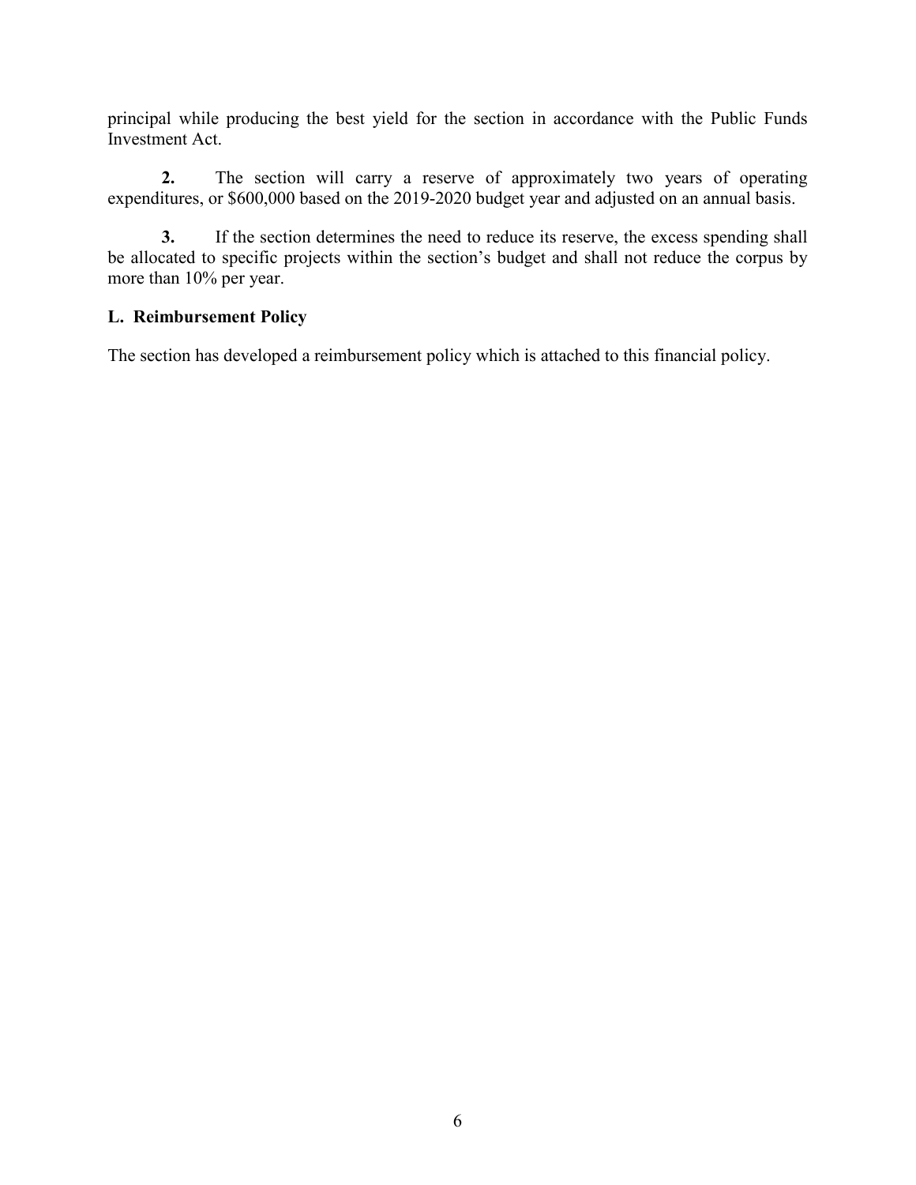principal while producing the best yield for the section in accordance with the Public Funds Investment Act.

**2.** The section will carry a reserve of approximately two years of operating expenditures, or $600,000 based on the 2019-2020 budget year and adjusted on an annual basis.

**3.** If the section determines the need to reduce its reserve, the excess spending shall be allocated to specific projects within the section's budget and shall not reduce the corpus by more than 10% per year.

### L. Reimbursement Policy

The section has developed a reimbursement policy which is attached to this financial policy.